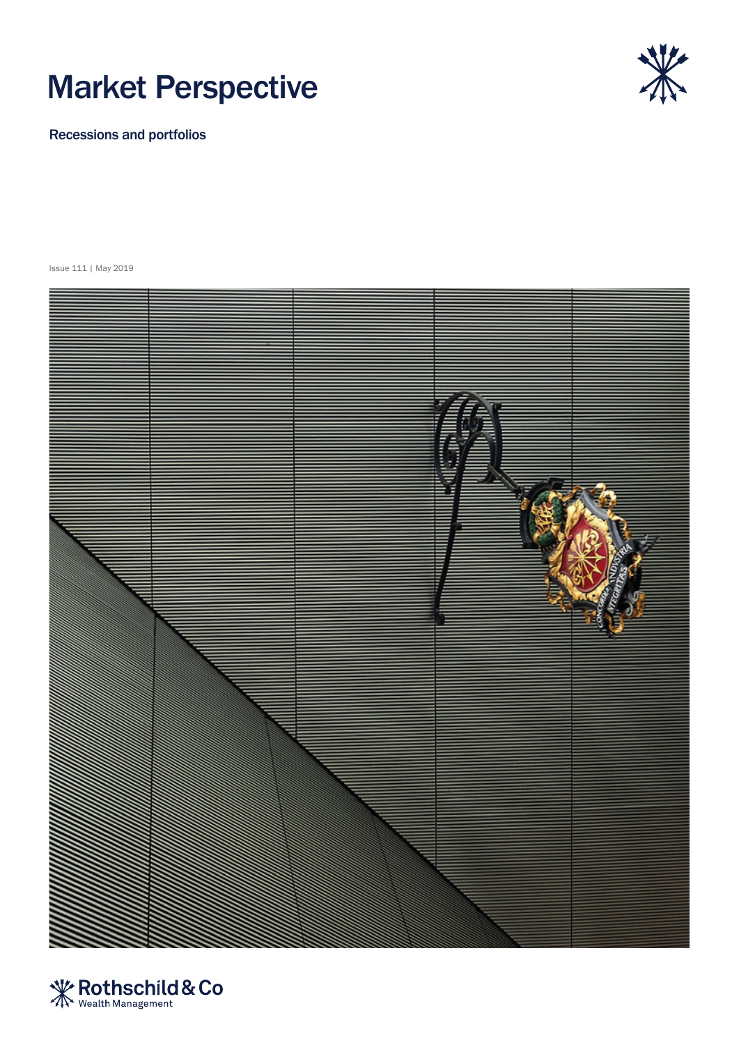# Market Perspective

## Recessions and portfolios

Issue 111 | May 2019

Rothschild & Co
Wealth Management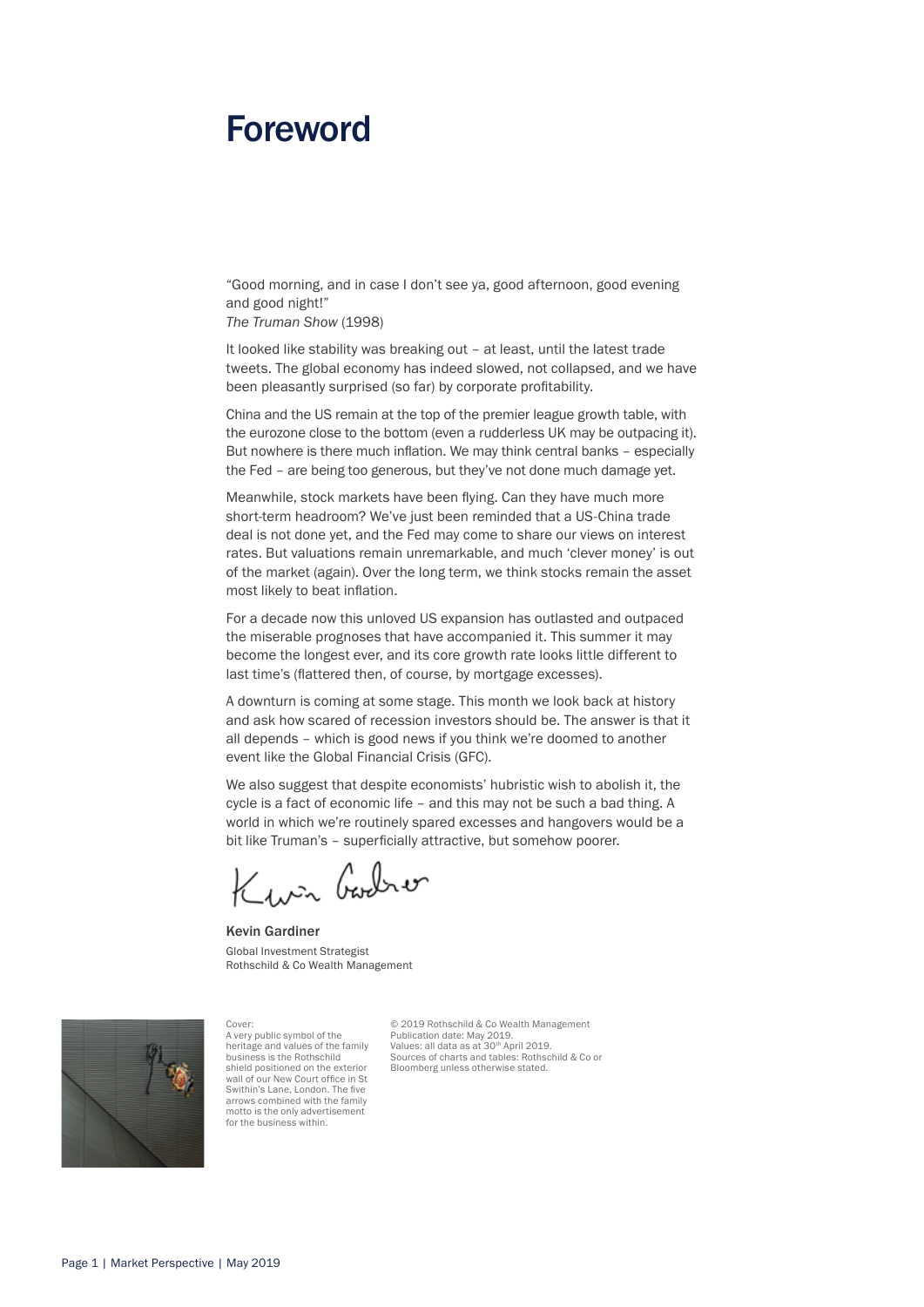# Foreword

"Good morning, and in case I don't see ya, good afternoon, good evening and good night!"
*The Truman Show* (1998)

It looked like stability was breaking out – at least, until the latest trade tweets. The global economy has indeed slowed, not collapsed, and we have been pleasantly surprised (so far) by corporate profitability.

China and the US remain at the top of the premier league growth table, with the eurozone close to the bottom (even a rudderless UK may be outpacing it). But nowhere is there much inflation. We may think central banks – especially the Fed – are being too generous, but they've not done much damage yet.

Meanwhile, stock markets have been flying. Can they have much more short-term headroom? We've just been reminded that a US-China trade deal is not done yet, and the Fed may come to share our views on interest rates. But valuations remain unremarkable, and much 'clever money' is out of the market (again). Over the long term, we think stocks remain the asset most likely to beat inflation.

For a decade now this unloved US expansion has outlasted and outpaced the miserable prognoses that have accompanied it. This summer it may become the longest ever, and its core growth rate looks little different to last time's (flattered then, of course, by mortgage excesses).

A downturn is coming at some stage. This month we look back at history and ask how scared of recession investors should be. The answer is that it all depends – which is good news if you think we're doomed to another event like the Global Financial Crisis (GFC).

We also suggest that despite economists' hubristic wish to abolish it, the cycle is a fact of economic life – and this may not be such a bad thing. A world in which we're routinely spared excesses and hangovers would be a bit like Truman's – superficially attractive, but somehow poorer.

**Kevin Gardiner**
Global Investment Strategist
Rothschild & Co Wealth Management

Cover:
A very public symbol of the heritage and values of the family business is the Rothschild shield positioned on the exterior wall of our New Court office in St Swithin's Lane, London. The five arrows combined with the family motto is the only advertisement for the business within.

© 2019 Rothschild & Co Wealth Management
Publication date: May 2019.
Values: all data as at 30th April 2019.
Sources of charts and tables: Rothschild & Co or Bloomberg unless otherwise stated.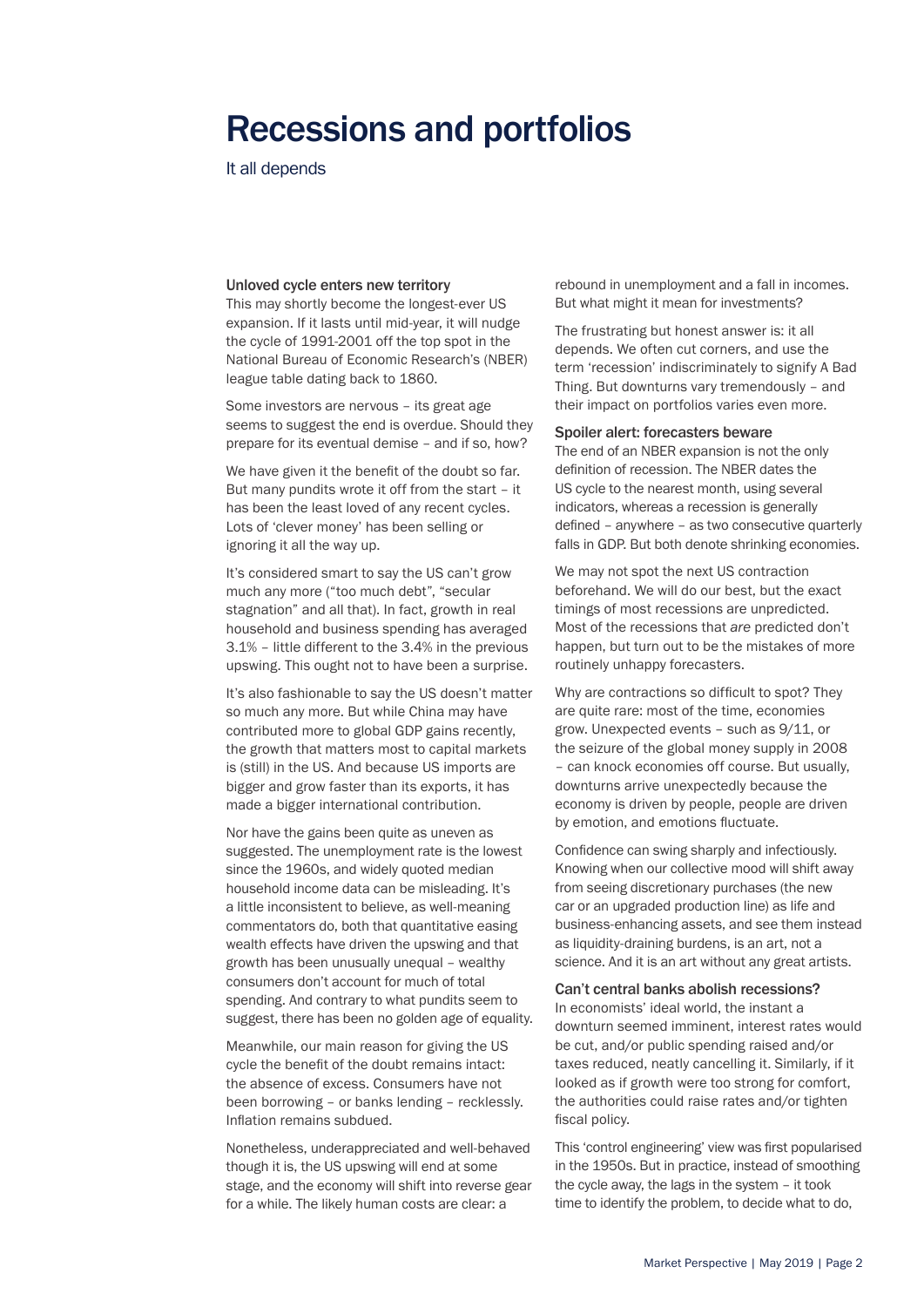# Recessions and portfolios

It all depends

### Unloved cycle enters new territory

This may shortly become the longest-ever US expansion. If it lasts until mid-year, it will nudge the cycle of 1991-2001 off the top spot in the National Bureau of Economic Research's (NBER) league table dating back to 1860.

Some investors are nervous – its great age seems to suggest the end is overdue. Should they prepare for its eventual demise – and if so, how?

We have given it the benefit of the doubt so far. But many pundits wrote it off from the start – it has been the least loved of any recent cycles. Lots of 'clever money' has been selling or ignoring it all the way up.

It's considered smart to say the US can't grow much any more ("too much debt", "secular stagnation" and all that). In fact, growth in real household and business spending has averaged 3.1% – little different to the 3.4% in the previous upswing. This ought not to have been a surprise.

It's also fashionable to say the US doesn't matter so much any more. But while China may have contributed more to global GDP gains recently, the growth that matters most to capital markets is (still) in the US. And because US imports are bigger and grow faster than its exports, it has made a bigger international contribution.

Nor have the gains been quite as uneven as suggested. The unemployment rate is the lowest since the 1960s, and widely quoted median household income data can be misleading. It's a little inconsistent to believe, as well-meaning commentators do, both that quantitative easing wealth effects have driven the upswing and that growth has been unusually unequal – wealthy consumers don't account for much of total spending. And contrary to what pundits seem to suggest, there has been no golden age of equality.

Meanwhile, our main reason for giving the US cycle the benefit of the doubt remains intact: the absence of excess. Consumers have not been borrowing – or banks lending – recklessly. Inflation remains subdued.

Nonetheless, underappreciated and well-behaved though it is, the US upswing will end at some stage, and the economy will shift into reverse gear for a while. The likely human costs are clear: a rebound in unemployment and a fall in incomes. But what might it mean for investments?

The frustrating but honest answer is: it all depends. We often cut corners, and use the term 'recession' indiscriminately to signify A Bad Thing. But downturns vary tremendously – and their impact on portfolios varies even more.

### Spoiler alert: forecasters beware

The end of an NBER expansion is not the only definition of recession. The NBER dates the US cycle to the nearest month, using several indicators, whereas a recession is generally defined – anywhere – as two consecutive quarterly falls in GDP. But both denote shrinking economies.

We may not spot the next US contraction beforehand. We will do our best, but the exact timings of most recessions are unpredicted. Most of the recessions that *are* predicted don't happen, but turn out to be the mistakes of more routinely unhappy forecasters.

Why are contractions so difficult to spot? They are quite rare: most of the time, economies grow. Unexpected events – such as 9/11, or the seizure of the global money supply in 2008 – can knock economies off course. But usually, downturns arrive unexpectedly because the economy is driven by people, people are driven by emotion, and emotions fluctuate.

Confidence can swing sharply and infectiously. Knowing when our collective mood will shift away from seeing discretionary purchases (the new car or an upgraded production line) as life and business-enhancing assets, and see them instead as liquidity-draining burdens, is an art, not a science. And it is an art without any great artists.

### Can't central banks abolish recessions?

In economists' ideal world, the instant a downturn seemed imminent, interest rates would be cut, and/or public spending raised and/or taxes reduced, neatly cancelling it. Similarly, if it looked as if growth were too strong for comfort, the authorities could raise rates and/or tighten fiscal policy.

This 'control engineering' view was first popularised in the 1950s. But in practice, instead of smoothing the cycle away, the lags in the system – it took time to identify the problem, to decide what to do,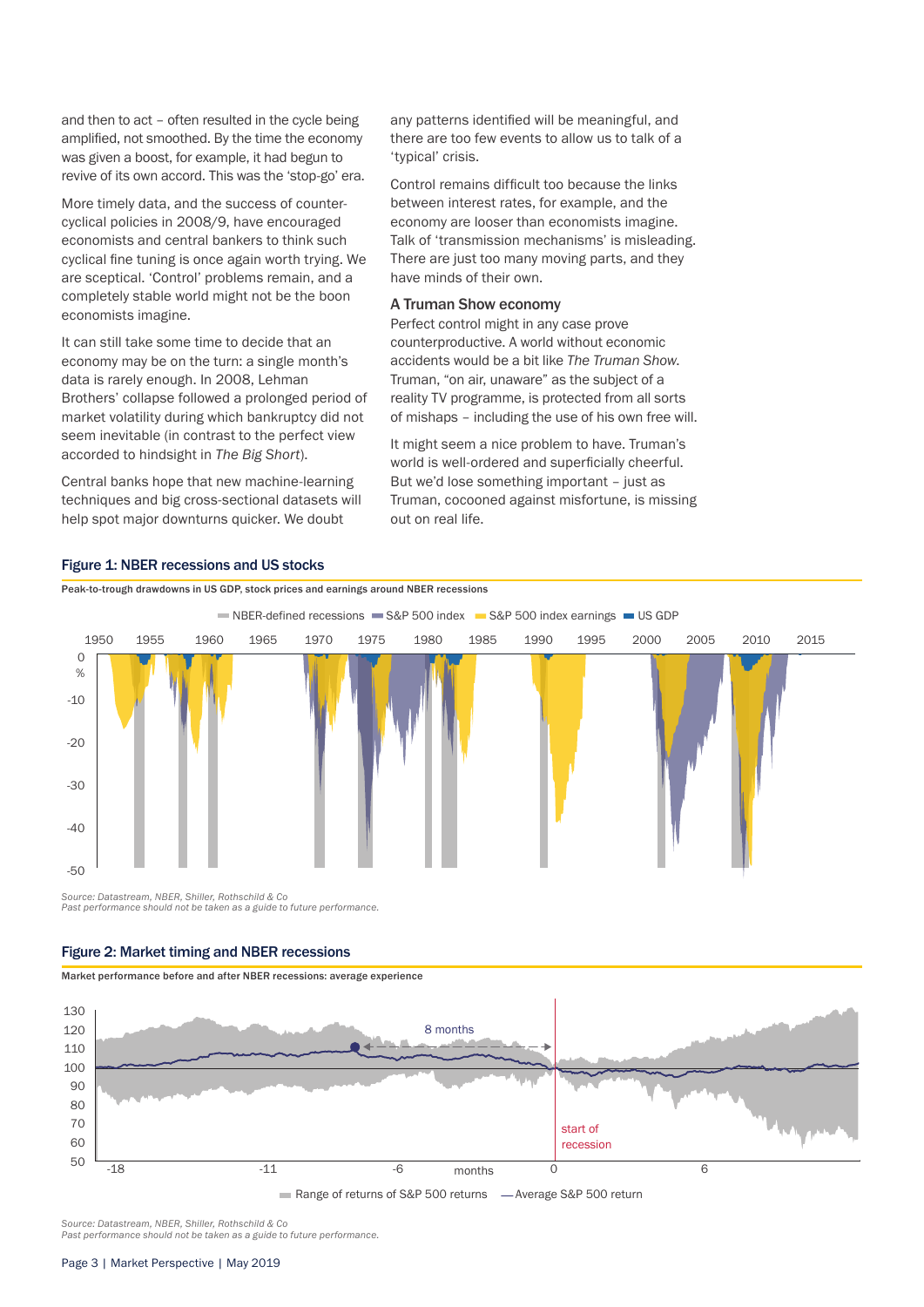and then to act – often resulted in the cycle being amplified, not smoothed. By the time the economy was given a boost, for example, it had begun to revive of its own accord. This was the 'stop-go' era.

More timely data, and the success of counter-cyclical policies in 2008/9, have encouraged economists and central bankers to think such cyclical fine tuning is once again worth trying. We are sceptical. 'Control' problems remain, and a completely stable world might not be the boon economists imagine.

It can still take some time to decide that an economy may be on the turn: a single month's data is rarely enough. In 2008, Lehman Brothers' collapse followed a prolonged period of market volatility during which bankruptcy did not seem inevitable (in contrast to the perfect view accorded to hindsight in *The Big Short*).

Central banks hope that new machine-learning techniques and big cross-sectional datasets will help spot major downturns quicker. We doubt any patterns identified will be meaningful, and there are too few events to allow us to talk of a 'typical' crisis.

Control remains difficult too because the links between interest rates, for example, and the economy are looser than economists imagine. Talk of 'transmission mechanisms' is misleading. There are just too many moving parts, and they have minds of their own.

### A Truman Show economy

Perfect control might in any case prove counterproductive. A world without economic accidents would be a bit like *The Truman Show*. Truman, "on air, unaware" as the subject of a reality TV programme, is protected from all sorts of mishaps – including the use of his own free will.

It might seem a nice problem to have. Truman's world is well-ordered and superficially cheerful. But we'd lose something important – just as Truman, cocooned against misfortune, is missing out on real life.

**Figure 1: NBER recessions and US stocks**

Peak-to-trough drawdowns in US GDP, stock prices and earnings around NBER recessions

*Source: Datastream, NBER, Shiller, Rothschild & Co*
*Past performance should not be taken as a guide to future performance.*

**Figure 2: Market timing and NBER recessions**

Market performance before and after NBER recessions: average experience

*Source: Datastream, NBER, Shiller, Rothschild & Co*
*Past performance should not be taken as a guide to future performance.*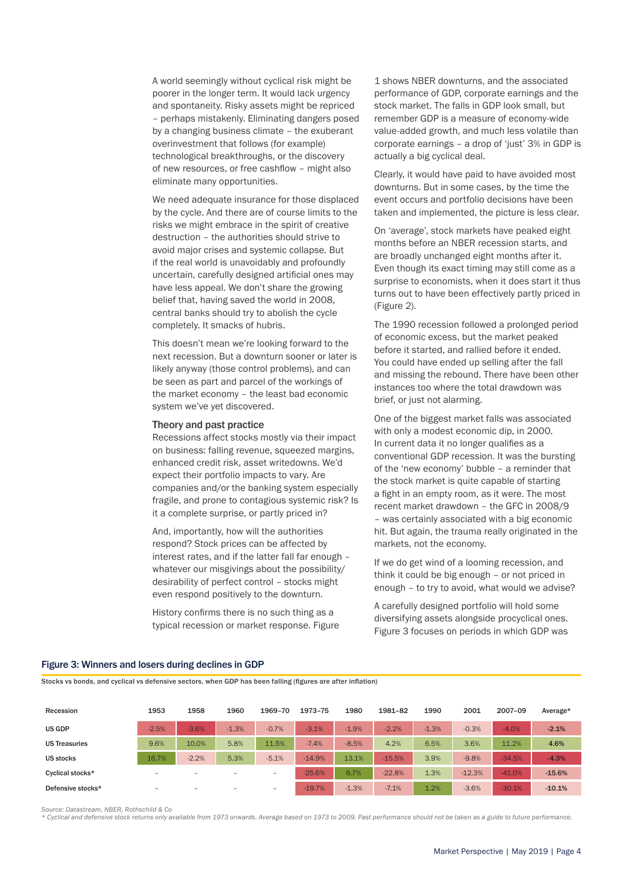A world seemingly without cyclical risk might be poorer in the longer term. It would lack urgency and spontaneity. Risky assets might be repriced – perhaps mistakenly. Eliminating dangers posed by a changing business climate – the exuberant overinvestment that follows (for example) technological breakthroughs, or the discovery of new resources, or free cashflow – might also eliminate many opportunities.

We need adequate insurance for those displaced by the cycle. And there are of course limits to the risks we might embrace in the spirit of creative destruction – the authorities should strive to avoid major crises and systemic collapse. But if the real world is unavoidably and profoundly uncertain, carefully designed artificial ones may have less appeal. We don't share the growing belief that, having saved the world in 2008, central banks should try to abolish the cycle completely. It smacks of hubris.

This doesn't mean we're looking forward to the next recession. But a downturn sooner or later is likely anyway (those control problems), and can be seen as part and parcel of the workings of the market economy – the least bad economic system we've yet discovered.

### Theory and past practice

Recessions affect stocks mostly via their impact on business: falling revenue, squeezed margins, enhanced credit risk, asset writedowns. We'd expect their portfolio impacts to vary. Are companies and/or the banking system especially fragile, and prone to contagious systemic risk? Is it a complete surprise, or partly priced in?

And, importantly, how will the authorities respond? Stock prices can be affected by interest rates, and if the latter fall far enough – whatever our misgivings about the possibility/desirability of perfect control – stocks might even respond positively to the downturn.

History confirms there is no such thing as a typical recession or market response. Figure 1 shows NBER downturns, and the associated performance of GDP, corporate earnings and the stock market. The falls in GDP look small, but remember GDP is a measure of economy-wide value-added growth, and much less volatile than corporate earnings – a drop of 'just' 3% in GDP is actually a big cyclical deal.

Clearly, it would have paid to have avoided most downturns. But in some cases, by the time the event occurs and portfolio decisions have been taken and implemented, the picture is less clear.

On 'average', stock markets have peaked eight months before an NBER recession starts, and are broadly unchanged eight months after it. Even though its exact timing may still come as a surprise to economists, when it does start it thus turns out to have been effectively partly priced in (Figure 2).

The 1990 recession followed a prolonged period of economic excess, but the market peaked before it started, and rallied before it ended. You could have ended up selling after the fall and missing the rebound. There have been other instances too where the total drawdown was brief, or just not alarming.

One of the biggest market falls was associated with only a modest economic dip, in 2000. In current data it no longer qualifies as a conventional GDP recession. It was the bursting of the 'new economy' bubble – a reminder that the stock market is quite capable of starting a fight in an empty room, as it were. The most recent market drawdown – the GFC in 2008/9 – was certainly associated with a big economic hit. But again, the trauma really originated in the markets, not the economy.

If we do get wind of a looming recession, and think it could be big enough – or not priced in enough – to try to avoid, what would we advise?

A carefully designed portfolio will hold some diversifying assets alongside procyclical ones. Figure 3 focuses on periods in which GDP was

**Figure 3: Winners and losers during declines in GDP**

Stocks vs bonds, and cyclical vs defensive sectors, when GDP has been falling (figures are after inflation)

| Recession | 1953 | 1958 | 1960 | 1969–70 | 1973–75 | 1980 | 1981–82 | 1990 | 2001 | 2007–09 | Average* |
|---|---|---|---|---|---|---|---|---|---|---|---|
| US GDP | -2.5% | -3.6% | -1.3% | -0.7% | -3.1% | -1.9% | -2.2% | -1.3% | -0.3% | -4.0% | **-2.1%** |
| US Treasuries | 9.6% | 10.0% | 5.8% | 11.5% | -7.4% | -8.5% | 4.2% | 6.5% | 3.6% | 11.2% | **4.6%** |
| US stocks | 16.7% | -2.2% | 5.3% | -5.1% | -14.9% | 13.1% | -15.5% | 3.9% | -9.8% | -34.5% | **-4.3%** |
| Cyclical stocks* | – | – | – | – | -25.6% | 6.7% | -22.8% | 1.3% | -12.3% | -41.0% | **-15.6%** |
| Defensive stocks* | – | – | – | – | -19.7% | -1.3% | -7.1% | 1.2% | -3.6% | -30.1% | **-10.1%** |

*Source: Datastream, NBER, Rothschild & Co*

*\* Cyclical and defensive stock returns only available from 1973 onwards. Average based on 1973 to 2009. Past performance should not be taken as a guide to future performance.*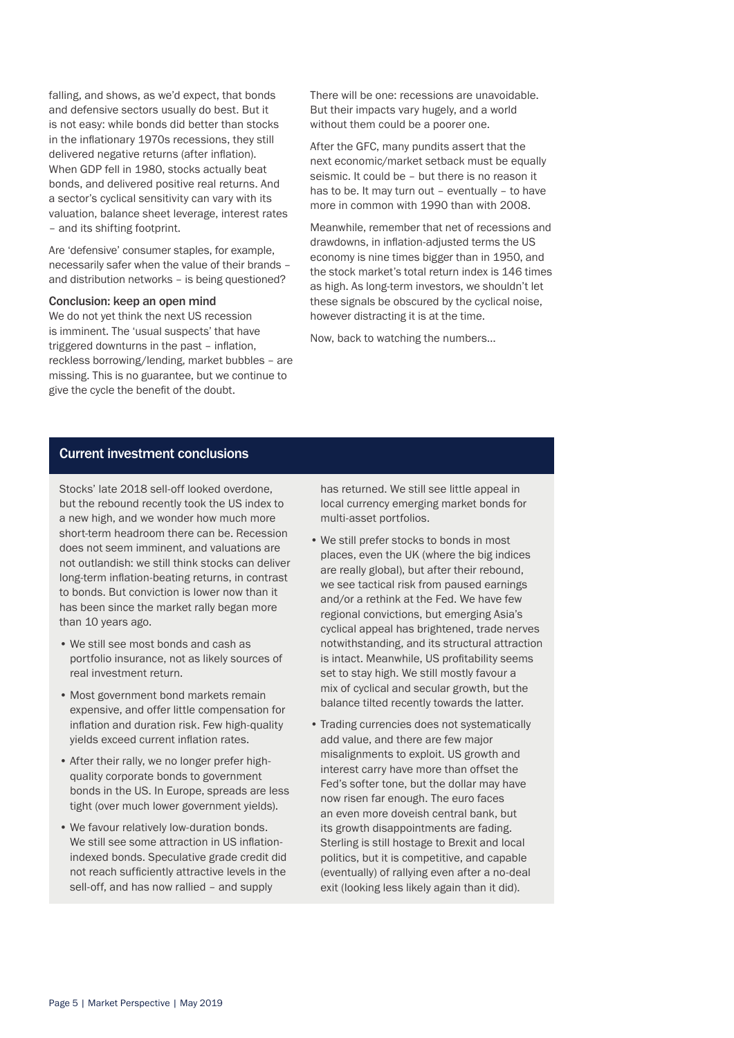falling, and shows, as we'd expect, that bonds and defensive sectors usually do best. But it is not easy: while bonds did better than stocks in the inflationary 1970s recessions, they still delivered negative returns (after inflation). When GDP fell in 1980, stocks actually beat bonds, and delivered positive real returns. And a sector's cyclical sensitivity can vary with its valuation, balance sheet leverage, interest rates – and its shifting footprint.

Are 'defensive' consumer staples, for example, necessarily safer when the value of their brands – and distribution networks – is being questioned?

### Conclusion: keep an open mind

We do not yet think the next US recession is imminent. The 'usual suspects' that have triggered downturns in the past – inflation, reckless borrowing/lending, market bubbles – are missing. This is no guarantee, but we continue to give the cycle the benefit of the doubt.

There will be one: recessions are unavoidable. But their impacts vary hugely, and a world without them could be a poorer one.

After the GFC, many pundits assert that the next economic/market setback must be equally seismic. It could be – but there is no reason it has to be. It may turn out – eventually – to have more in common with 1990 than with 2008.

Meanwhile, remember that net of recessions and drawdowns, in inflation-adjusted terms the US economy is nine times bigger than in 1950, and the stock market's total return index is 146 times as high. As long-term investors, we shouldn't let these signals be obscured by the cyclical noise, however distracting it is at the time.

Now, back to watching the numbers...

## Current investment conclusions

Stocks' late 2018 sell-off looked overdone, but the rebound recently took the US index to a new high, and we wonder how much more short-term headroom there can be. Recession does not seem imminent, and valuations are not outlandish: we still think stocks can deliver long-term inflation-beating returns, in contrast to bonds. But conviction is lower now than it has been since the market rally began more than 10 years ago.

- We still see most bonds and cash as portfolio insurance, not as likely sources of real investment return.
- Most government bond markets remain expensive, and offer little compensation for inflation and duration risk. Few high-quality yields exceed current inflation rates.
- After their rally, we no longer prefer high-quality corporate bonds to government bonds in the US. In Europe, spreads are less tight (over much lower government yields).
- We favour relatively low-duration bonds. We still see some attraction in US inflation-indexed bonds. Speculative grade credit did not reach sufficiently attractive levels in the sell-off, and has now rallied – and supply has returned. We still see little appeal in local currency emerging market bonds for multi-asset portfolios.
- We still prefer stocks to bonds in most places, even the UK (where the big indices are really global), but after their rebound, we see tactical risk from paused earnings and/or a rethink at the Fed. We have few regional convictions, but emerging Asia's cyclical appeal has brightened, trade nerves notwithstanding, and its structural attraction is intact. Meanwhile, US profitability seems set to stay high. We still mostly favour a mix of cyclical and secular growth, but the balance tilted recently towards the latter.
- Trading currencies does not systematically add value, and there are few major misalignments to exploit. US growth and interest carry have more than offset the Fed's softer tone, but the dollar may have now risen far enough. The euro faces an even more doveish central bank, but its growth disappointments are fading. Sterling is still hostage to Brexit and local politics, but it is competitive, and capable (eventually) of rallying even after a no-deal exit (looking less likely again than it did).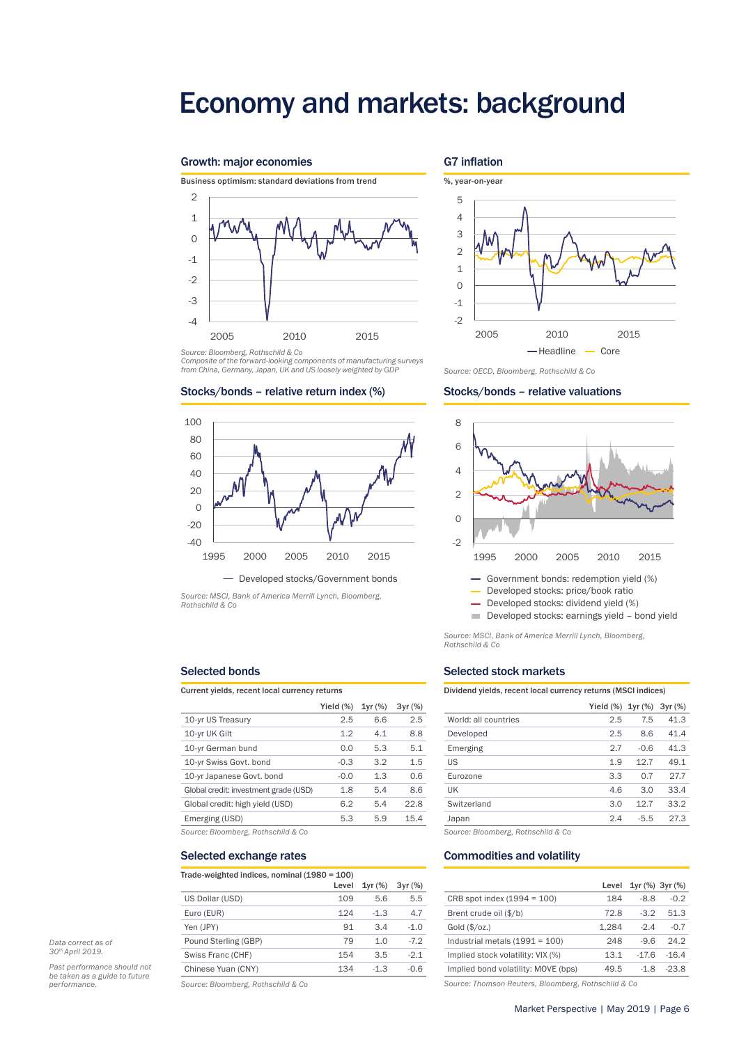# Economy and markets: background

## Growth: major economies

Business optimism: standard deviations from trend

Source: Bloomberg, Rothschild & Co
Composite of the forward-looking components of manufacturing surveys from China, Germany, Japan, UK and US loosely weighted by GDP

## G7 inflation

%, year-on-year

Headline — Core

Source: OECD, Bloomberg, Rothschild & Co

## Stocks/bonds – relative return index (%)

— Developed stocks/Government bonds

Source: MSCI, Bank of America Merrill Lynch, Bloomberg, Rothschild & Co

## Stocks/bonds – relative valuations

- Government bonds: redemption yield (%)
- Developed stocks: price/book ratio
- Developed stocks: dividend yield (%)
- Developed stocks: earnings yield – bond yield

Source: MSCI, Bank of America Merrill Lynch, Bloomberg, Rothschild & Co

## Selected bonds

Current yields, recent local currency returns

| | Yield (%) | 1yr (%) | 3yr (%) |
|---|---|---|---|
| 10-yr US Treasury | 2.5 | 6.6 | 2.5 |
| 10-yr UK Gilt | 1.2 | 4.1 | 8.8 |
| 10-yr German bund | 0.0 | 5.3 | 5.1 |
| 10-yr Swiss Govt. bond | -0.3 | 3.2 | 1.5 |
| 10-yr Japanese Govt. bond | -0.0 | 1.3 | 0.6 |
| Global credit: investment grade (USD) | 1.8 | 5.4 | 8.6 |
| Global credit: high yield (USD) | 6.2 | 5.4 | 22.8 |
| Emerging (USD) | 5.3 | 5.9 | 15.4 |

Source: Bloomberg, Rothschild & Co

## Selected stock markets

Dividend yields, recent local currency returns (MSCI indices)

| | Yield (%) | 1yr (%) | 3yr (%) |
|---|---|---|---|
| World: all countries | 2.5 | 7.5 | 41.3 |
| Developed | 2.5 | 8.6 | 41.4 |
| Emerging | 2.7 | -0.6 | 41.3 |
| US | 1.9 | 12.7 | 49.1 |
| Eurozone | 3.3 | 0.7 | 27.7 |
| UK | 4.6 | 3.0 | 33.4 |
| Switzerland | 3.0 | 12.7 | 33.2 |
| Japan | 2.4 | -5.5 | 27.3 |

Source: Bloomberg, Rothschild & Co

## Selected exchange rates

Trade-weighted indices, nominal (1980 = 100)

| | Level | 1yr (%) | 3yr (%) |
|---|---|---|---|
| US Dollar (USD) | 109 | 5.6 | 5.5 |
| Euro (EUR) | 124 | -1.3 | 4.7 |
| Yen (JPY) | 91 | 3.4 | -1.0 |
| Pound Sterling (GBP) | 79 | 1.0 | -7.2 |
| Swiss Franc (CHF) | 154 | 3.5 | -2.1 |
| Chinese Yuan (CNY) | 134 | -1.3 | -0.6 |

Source: Bloomberg, Rothschild & Co

## Commodities and volatility

| | Level | 1yr (%) | 3yr (%) |
|---|---|---|---|
| CRB spot index (1994 = 100) | 184 | -8.8 | -0.2 |
| Brent crude oil ($/b) | 72.8 | -3.2 | 51.3 |
| Gold ($/oz.) | 1,284 | -2.4 | -0.7 |
| Industrial metals (1991 = 100) | 248 | -9.6 | 24.2 |
| Implied stock volatility: VIX (%) | 13.1 | -17.6 | -16.4 |
| Implied bond volatility: MOVE (bps) | 49.5 | -1.8 | -23.8 |

Source: Thomson Reuters, Bloomberg, Rothschild & Co

*Data correct as of 30th April 2019.*

*Past performance should not be taken as a guide to future performance.*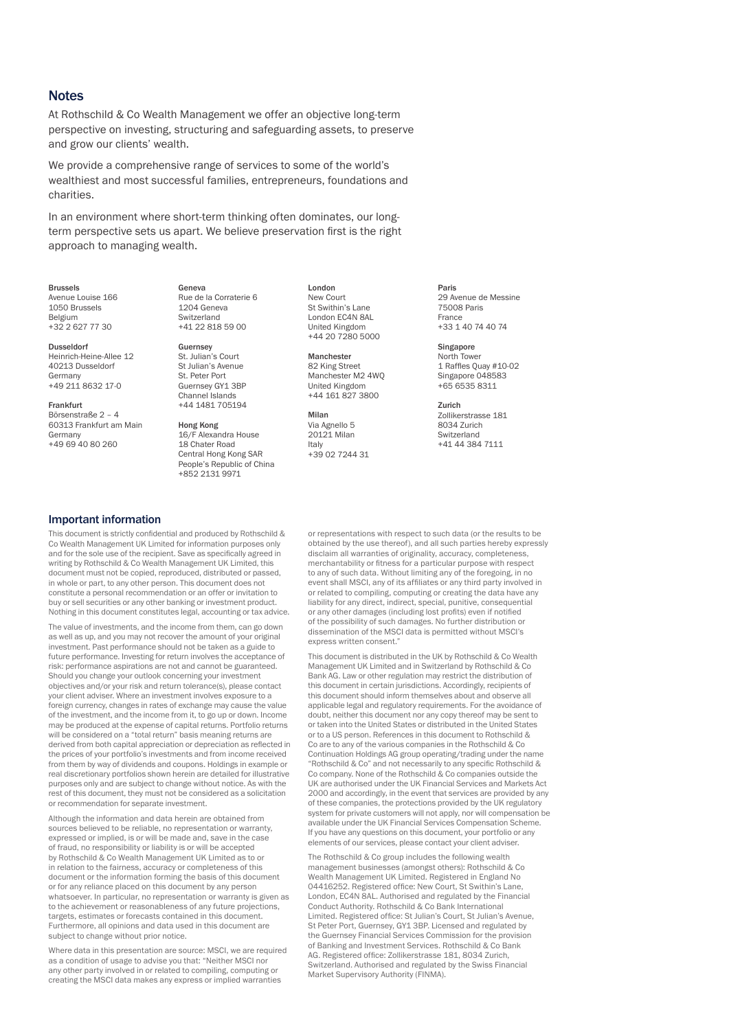## Notes

At Rothschild & Co Wealth Management we offer an objective long-term perspective on investing, structuring and safeguarding assets, to preserve and grow our clients' wealth.

We provide a comprehensive range of services to some of the world's wealthiest and most successful families, entrepreneurs, foundations and charities.

In an environment where short-term thinking often dominates, our long-term perspective sets us apart. We believe preservation first is the right approach to managing wealth.

**Brussels**
Avenue Louise 166
1050 Brussels
Belgium
+32 2 627 77 30

**Dusseldorf**
Heinrich-Heine-Allee 12
40213 Dusseldorf
Germany
+49 211 8632 17-0

**Frankfurt**
Börsenstraße 2 – 4
60313 Frankfurt am Main
Germany
+49 69 40 80 260

**Geneva**
Rue de la Corraterie 6
1204 Geneva
Switzerland
+41 22 818 59 00

**Guernsey**
St. Julian's Court
St Julian's Avenue
St. Peter Port
Guernsey GY1 3BP
Channel Islands
+44 1481 705194

**Hong Kong**
16/F Alexandra House
18 Chater Road
Central Hong Kong SAR
People's Republic of China
+852 2131 9971

**London**
New Court
St Swithin's Lane
London EC4N 8AL
United Kingdom
+44 20 7280 5000

**Manchester**
82 King Street
Manchester M2 4WQ
United Kingdom
+44 161 827 3800

**Milan**
Via Agnello 5
20121 Milan
Italy
+39 02 7244 31

**Paris**
29 Avenue de Messine
75008 Paris
France
+33 1 40 74 40 74

**Singapore**
North Tower
1 Raffles Quay #10-02
Singapore 048583
+65 6535 8311

**Zurich**
Zollikerstrasse 181
8034 Zurich
Switzerland
+41 44 384 7111

## Important information

This document is strictly confidential and produced by Rothschild & Co Wealth Management UK Limited for information purposes only and for the sole use of the recipient. Save as specifically agreed in writing by Rothschild & Co Wealth Management UK Limited, this document must not be copied, reproduced, distributed or passed, in whole or part, to any other person. This document does not constitute a personal recommendation or an offer or invitation to buy or sell securities or any other banking or investment product. Nothing in this document constitutes legal, accounting or tax advice.

The value of investments, and the income from them, can go down as well as up, and you may not recover the amount of your original investment. Past performance should not be taken as a guide to future performance. Investing for return involves the acceptance of risk: performance aspirations are not and cannot be guaranteed. Should you change your outlook concerning your investment objectives and/or your risk and return tolerance(s), please contact your client adviser. Where an investment involves exposure to a foreign currency, changes in rates of exchange may cause the value of the investment, and the income from it, to go up or down. Income may be produced at the expense of capital returns. Portfolio returns will be considered on a "total return" basis meaning returns are derived from both capital appreciation or depreciation as reflected in the prices of your portfolio's investments and from income received from them by way of dividends and coupons. Holdings in example or real discretionary portfolios shown herein are detailed for illustrative purposes only and are subject to change without notice. As with the rest of this document, they must not be considered as a solicitation or recommendation for separate investment.

Although the information and data herein are obtained from sources believed to be reliable, no representation or warranty, expressed or implied, is or will be made and, save in the case of fraud, no responsibility or liability is or will be accepted by Rothschild & Co Wealth Management UK Limited as to or in relation to the fairness, accuracy or completeness of this document or the information forming the basis of this document or for any reliance placed on this document by any person whatsoever. In particular, no representation or warranty is given as to the achievement or reasonableness of any future projections, targets, estimates or forecasts contained in this document. Furthermore, all opinions and data used in this document are subject to change without prior notice.

Where data in this presentation are source: MSCI, we are required as a condition of usage to advise you that: "Neither MSCI nor any other party involved in or related to compiling, computing or creating the MSCI data makes any express or implied warranties or representations with respect to such data (or the results to be obtained by the use thereof), and all such parties hereby expressly disclaim all warranties of originality, accuracy, completeness, merchantability or fitness for a particular purpose with respect to any of such data. Without limiting any of the foregoing, in no event shall MSCI, any of its affiliates or any third party involved in or related to compiling, computing or creating the data have any liability for any direct, indirect, special, punitive, consequential or any other damages (including lost profits) even if notified of the possibility of such damages. No further distribution or dissemination of the MSCI data is permitted without MSCI's express written consent."

This document is distributed in the UK by Rothschild & Co Wealth Management UK Limited and in Switzerland by Rothschild & Co Bank AG. Law or other regulation may restrict the distribution of this document in certain jurisdictions. Accordingly, recipients of this document should inform themselves about and observe all applicable legal and regulatory requirements. For the avoidance of doubt, neither this document nor any copy thereof may be sent to or taken into the United States or distributed in the United States or to a US person. References in this document to Rothschild & Co are to any of the various companies in the Rothschild & Co Continuation Holdings AG group operating/trading under the name "Rothschild & Co" and not necessarily to any specific Rothschild & Co company. None of the Rothschild & Co companies outside the UK are authorised under the UK Financial Services and Markets Act 2000 and accordingly, in the event that services are provided by any of these companies, the protections provided by the UK regulatory system for private customers will not apply, nor will compensation be available under the UK Financial Services Compensation Scheme. If you have any questions on this document, your portfolio or any elements of our services, please contact your client adviser.

The Rothschild & Co group includes the following wealth management businesses (amongst others): Rothschild & Co Wealth Management UK Limited. Registered in England No 04416252. Registered office: New Court, St Swithin's Lane, London, EC4N 8AL. Authorised and regulated by the Financial Conduct Authority. Rothschild & Co Bank International Limited. Registered office: St Julian's Court, St Julian's Avenue, St Peter Port, Guernsey, GY1 3BP. Licensed and regulated by the Guernsey Financial Services Commission for the provision of Banking and Investment Services. Rothschild & Co Bank AG. Registered office: Zollikerstrasse 181, 8034 Zurich, Switzerland. Authorised and regulated by the Swiss Financial Market Supervisory Authority (FINMA).